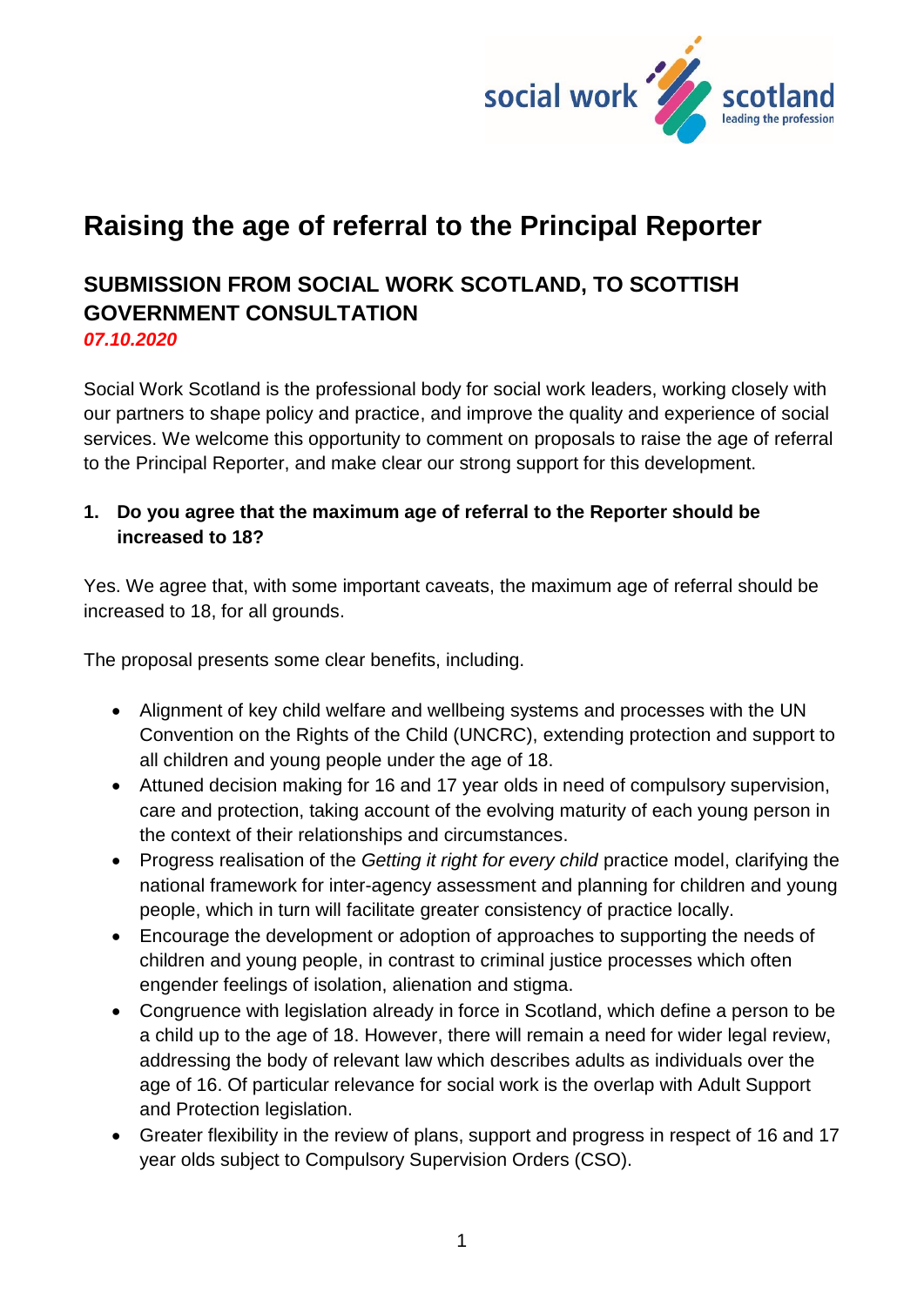# Raising the age of referral to the Principal Reporter

## SUBMISSION FROM SOCIAL WORK SCOTLAND, TO SCOTTISH GOVERNMENT CONSULTATION

***07.10.2020***

Social Work Scotland is the professional body for social work leaders, working closely with our partners to shape policy and practice, and improve the quality and experience of social services. We welcome this opportunity to comment on proposals to raise the age of referral to the Principal Reporter, and make clear our strong support for this development.

### 1. Do you agree that the maximum age of referral to the Reporter should be increased to 18?

Yes. We agree that, with some important caveats, the maximum age of referral should be increased to 18, for all grounds.

The proposal presents some clear benefits, including.

- Alignment of key child welfare and wellbeing systems and processes with the UN Convention on the Rights of the Child (UNCRC), extending protection and support to all children and young people under the age of 18.
- Attuned decision making for 16 and 17 year olds in need of compulsory supervision, care and protection, taking account of the evolving maturity of each young person in the context of their relationships and circumstances.
- Progress realisation of the *Getting it right for every child* practice model, clarifying the national framework for inter-agency assessment and planning for children and young people, which in turn will facilitate greater consistency of practice locally.
- Encourage the development or adoption of approaches to supporting the needs of children and young people, in contrast to criminal justice processes which often engender feelings of isolation, alienation and stigma.
- Congruence with legislation already in force in Scotland, which define a person to be a child up to the age of 18. However, there will remain a need for wider legal review, addressing the body of relevant law which describes adults as individuals over the age of 16. Of particular relevance for social work is the overlap with Adult Support and Protection legislation.
- Greater flexibility in the review of plans, support and progress in respect of 16 and 17 year olds subject to Compulsory Supervision Orders (CSO).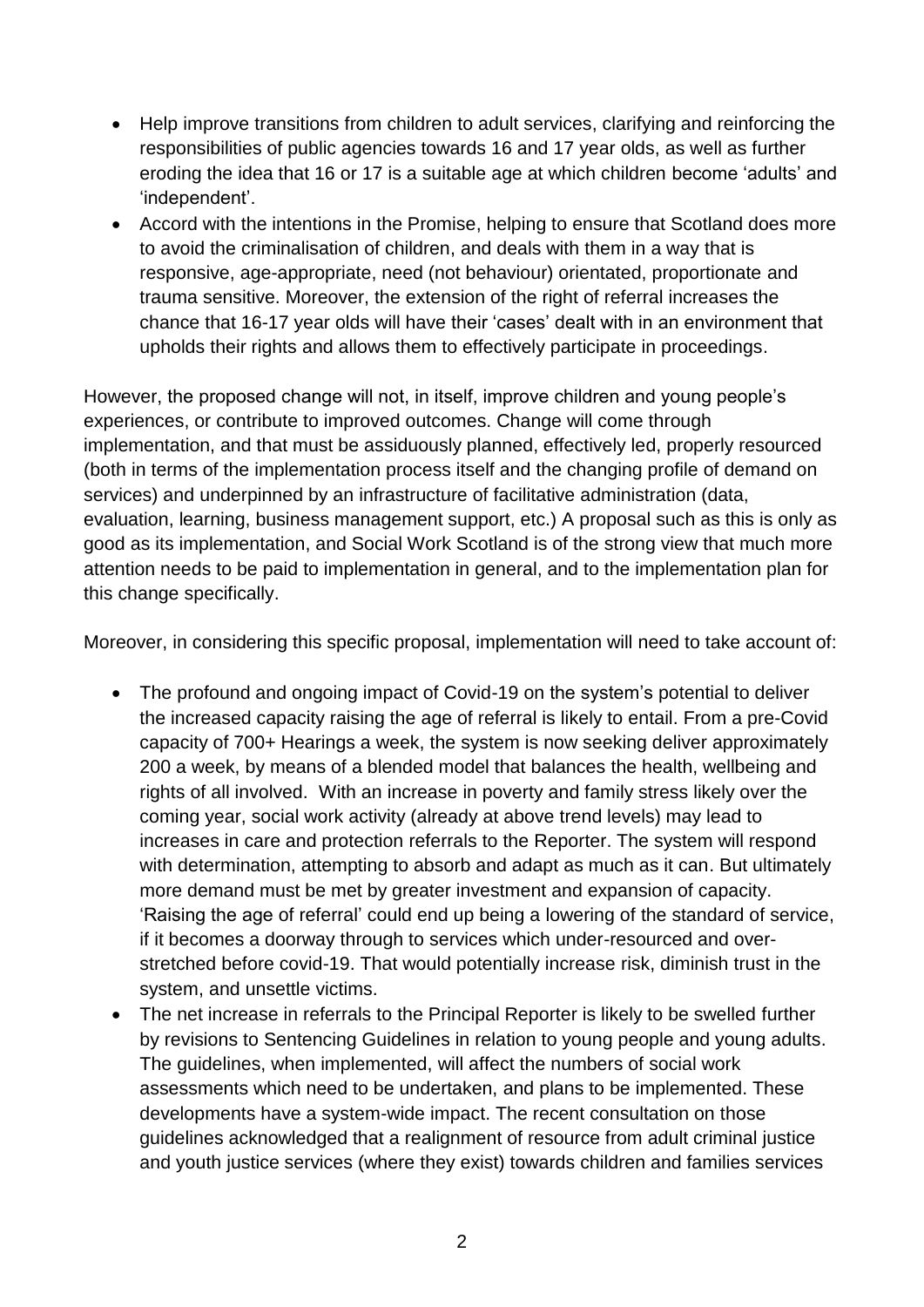- Help improve transitions from children to adult services, clarifying and reinforcing the responsibilities of public agencies towards 16 and 17 year olds, as well as further eroding the idea that 16 or 17 is a suitable age at which children become 'adults' and 'independent'.
- Accord with the intentions in the Promise, helping to ensure that Scotland does more to avoid the criminalisation of children, and deals with them in a way that is responsive, age-appropriate, need (not behaviour) orientated, proportionate and trauma sensitive. Moreover, the extension of the right of referral increases the chance that 16-17 year olds will have their 'cases' dealt with in an environment that upholds their rights and allows them to effectively participate in proceedings.

However, the proposed change will not, in itself, improve children and young people's experiences, or contribute to improved outcomes. Change will come through implementation, and that must be assiduously planned, effectively led, properly resourced (both in terms of the implementation process itself and the changing profile of demand on services) and underpinned by an infrastructure of facilitative administration (data, evaluation, learning, business management support, etc.) A proposal such as this is only as good as its implementation, and Social Work Scotland is of the strong view that much more attention needs to be paid to implementation in general, and to the implementation plan for this change specifically.

Moreover, in considering this specific proposal, implementation will need to take account of:

- The profound and ongoing impact of Covid-19 on the system's potential to deliver the increased capacity raising the age of referral is likely to entail. From a pre-Covid capacity of 700+ Hearings a week, the system is now seeking deliver approximately 200 a week, by means of a blended model that balances the health, wellbeing and rights of all involved. With an increase in poverty and family stress likely over the coming year, social work activity (already at above trend levels) may lead to increases in care and protection referrals to the Reporter. The system will respond with determination, attempting to absorb and adapt as much as it can. But ultimately more demand must be met by greater investment and expansion of capacity. 'Raising the age of referral' could end up being a lowering of the standard of service, if it becomes a doorway through to services which under-resourced and over-stretched before covid-19. That would potentially increase risk, diminish trust in the system, and unsettle victims.
- The net increase in referrals to the Principal Reporter is likely to be swelled further by revisions to Sentencing Guidelines in relation to young people and young adults. The guidelines, when implemented, will affect the numbers of social work assessments which need to be undertaken, and plans to be implemented. These developments have a system-wide impact. The recent consultation on those guidelines acknowledged that a realignment of resource from adult criminal justice and youth justice services (where they exist) towards children and families services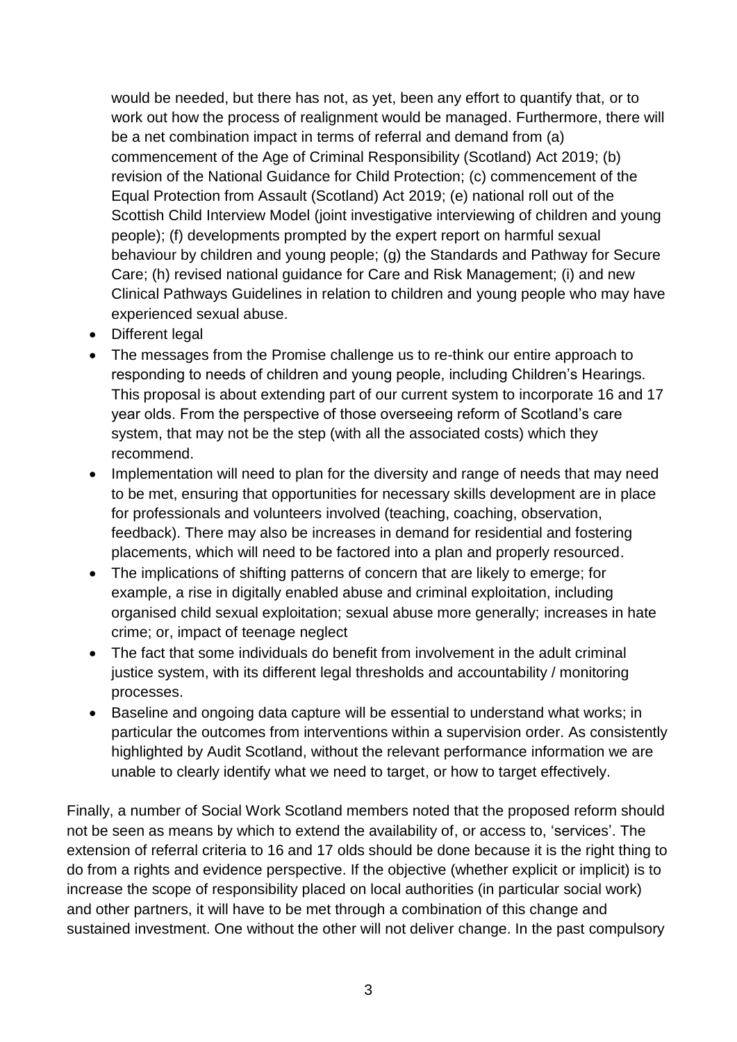would be needed, but there has not, as yet, been any effort to quantify that, or to work out how the process of realignment would be managed. Furthermore, there will be a net combination impact in terms of referral and demand from (a) commencement of the Age of Criminal Responsibility (Scotland) Act 2019; (b) revision of the National Guidance for Child Protection; (c) commencement of the Equal Protection from Assault (Scotland) Act 2019; (e) national roll out of the Scottish Child Interview Model (joint investigative interviewing of children and young people); (f) developments prompted by the expert report on harmful sexual behaviour by children and young people; (g) the Standards and Pathway for Secure Care; (h) revised national guidance for Care and Risk Management; (i) and new Clinical Pathways Guidelines in relation to children and young people who may have experienced sexual abuse.

- Different legal
- The messages from the Promise challenge us to re-think our entire approach to responding to needs of children and young people, including Children's Hearings. This proposal is about extending part of our current system to incorporate 16 and 17 year olds. From the perspective of those overseeing reform of Scotland's care system, that may not be the step (with all the associated costs) which they recommend.
- Implementation will need to plan for the diversity and range of needs that may need to be met, ensuring that opportunities for necessary skills development are in place for professionals and volunteers involved (teaching, coaching, observation, feedback). There may also be increases in demand for residential and fostering placements, which will need to be factored into a plan and properly resourced.
- The implications of shifting patterns of concern that are likely to emerge; for example, a rise in digitally enabled abuse and criminal exploitation, including organised child sexual exploitation; sexual abuse more generally; increases in hate crime; or, impact of teenage neglect
- The fact that some individuals do benefit from involvement in the adult criminal justice system, with its different legal thresholds and accountability / monitoring processes.
- Baseline and ongoing data capture will be essential to understand what works; in particular the outcomes from interventions within a supervision order. As consistently highlighted by Audit Scotland, without the relevant performance information we are unable to clearly identify what we need to target, or how to target effectively.

Finally, a number of Social Work Scotland members noted that the proposed reform should not be seen as means by which to extend the availability of, or access to, 'services'. The extension of referral criteria to 16 and 17 olds should be done because it is the right thing to do from a rights and evidence perspective. If the objective (whether explicit or implicit) is to increase the scope of responsibility placed on local authorities (in particular social work) and other partners, it will have to be met through a combination of this change and sustained investment. One without the other will not deliver change. In the past compulsory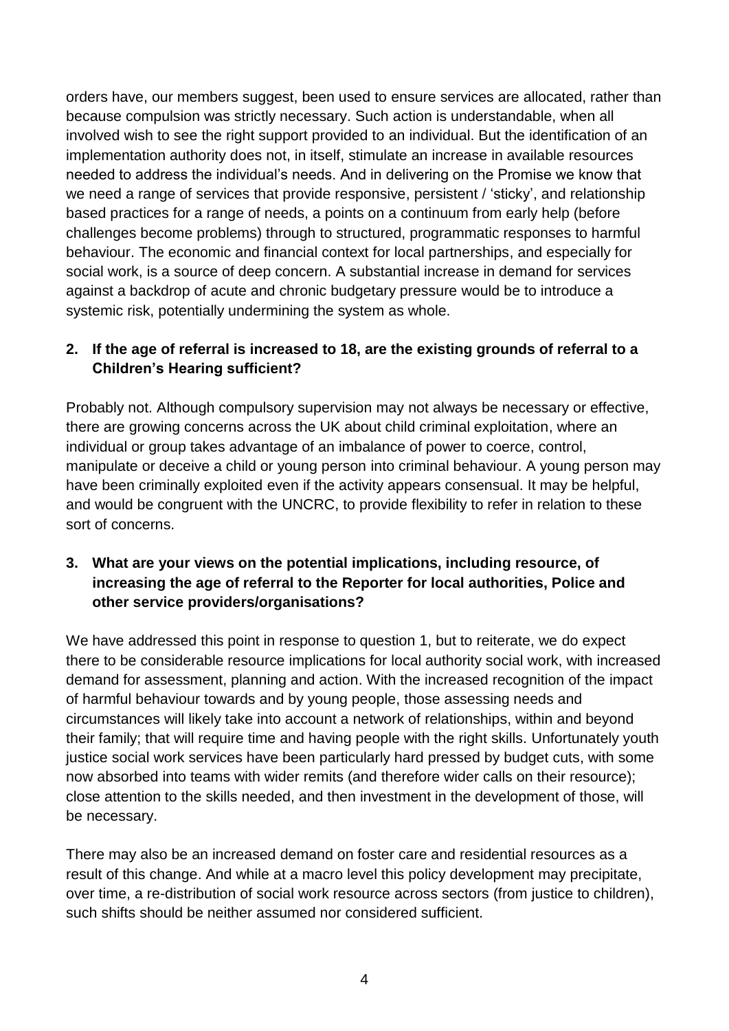orders have, our members suggest, been used to ensure services are allocated, rather than because compulsion was strictly necessary. Such action is understandable, when all involved wish to see the right support provided to an individual. But the identification of an implementation authority does not, in itself, stimulate an increase in available resources needed to address the individual's needs. And in delivering on the Promise we know that we need a range of services that provide responsive, persistent / 'sticky', and relationship based practices for a range of needs, a points on a continuum from early help (before challenges become problems) through to structured, programmatic responses to harmful behaviour. The economic and financial context for local partnerships, and especially for social work, is a source of deep concern. A substantial increase in demand for services against a backdrop of acute and chronic budgetary pressure would be to introduce a systemic risk, potentially undermining the system as whole.

**2. If the age of referral is increased to 18, are the existing grounds of referral to a Children's Hearing sufficient?**

Probably not. Although compulsory supervision may not always be necessary or effective, there are growing concerns across the UK about child criminal exploitation, where an individual or group takes advantage of an imbalance of power to coerce, control, manipulate or deceive a child or young person into criminal behaviour. A young person may have been criminally exploited even if the activity appears consensual. It may be helpful, and would be congruent with the UNCRC, to provide flexibility to refer in relation to these sort of concerns.

**3. What are your views on the potential implications, including resource, of increasing the age of referral to the Reporter for local authorities, Police and other service providers/organisations?**

We have addressed this point in response to question 1, but to reiterate, we do expect there to be considerable resource implications for local authority social work, with increased demand for assessment, planning and action. With the increased recognition of the impact of harmful behaviour towards and by young people, those assessing needs and circumstances will likely take into account a network of relationships, within and beyond their family; that will require time and having people with the right skills. Unfortunately youth justice social work services have been particularly hard pressed by budget cuts, with some now absorbed into teams with wider remits (and therefore wider calls on their resource); close attention to the skills needed, and then investment in the development of those, will be necessary.

There may also be an increased demand on foster care and residential resources as a result of this change. And while at a macro level this policy development may precipitate, over time, a re-distribution of social work resource across sectors (from justice to children), such shifts should be neither assumed nor considered sufficient.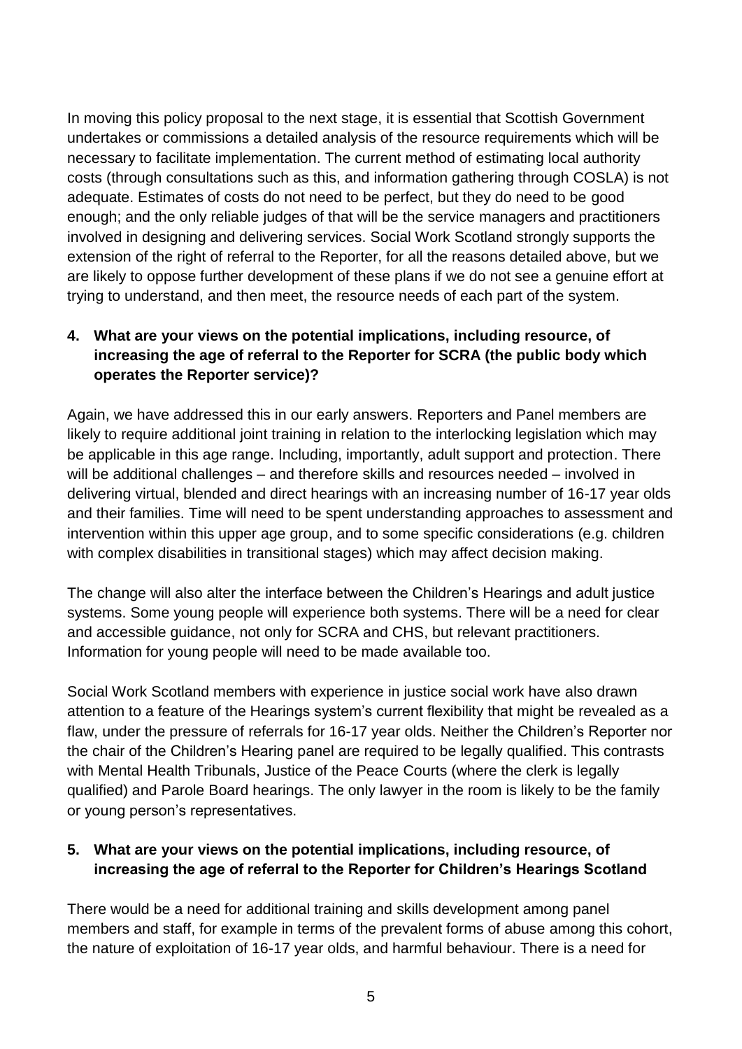In moving this policy proposal to the next stage, it is essential that Scottish Government undertakes or commissions a detailed analysis of the resource requirements which will be necessary to facilitate implementation. The current method of estimating local authority costs (through consultations such as this, and information gathering through COSLA) is not adequate. Estimates of costs do not need to be perfect, but they do need to be good enough; and the only reliable judges of that will be the service managers and practitioners involved in designing and delivering services. Social Work Scotland strongly supports the extension of the right of referral to the Reporter, for all the reasons detailed above, but we are likely to oppose further development of these plans if we do not see a genuine effort at trying to understand, and then meet, the resource needs of each part of the system.

**4. What are your views on the potential implications, including resource, of increasing the age of referral to the Reporter for SCRA (the public body which operates the Reporter service)?**

Again, we have addressed this in our early answers. Reporters and Panel members are likely to require additional joint training in relation to the interlocking legislation which may be applicable in this age range. Including, importantly, adult support and protection. There will be additional challenges – and therefore skills and resources needed – involved in delivering virtual, blended and direct hearings with an increasing number of 16-17 year olds and their families. Time will need to be spent understanding approaches to assessment and intervention within this upper age group, and to some specific considerations (e.g. children with complex disabilities in transitional stages) which may affect decision making.

The change will also alter the interface between the Children's Hearings and adult justice systems. Some young people will experience both systems. There will be a need for clear and accessible guidance, not only for SCRA and CHS, but relevant practitioners. Information for young people will need to be made available too.

Social Work Scotland members with experience in justice social work have also drawn attention to a feature of the Hearings system's current flexibility that might be revealed as a flaw, under the pressure of referrals for 16-17 year olds. Neither the Children's Reporter nor the chair of the Children's Hearing panel are required to be legally qualified. This contrasts with Mental Health Tribunals, Justice of the Peace Courts (where the clerk is legally qualified) and Parole Board hearings. The only lawyer in the room is likely to be the family or young person's representatives.

**5. What are your views on the potential implications, including resource, of increasing the age of referral to the Reporter for Children's Hearings Scotland**

There would be a need for additional training and skills development among panel members and staff, for example in terms of the prevalent forms of abuse among this cohort, the nature of exploitation of 16-17 year olds, and harmful behaviour. There is a need for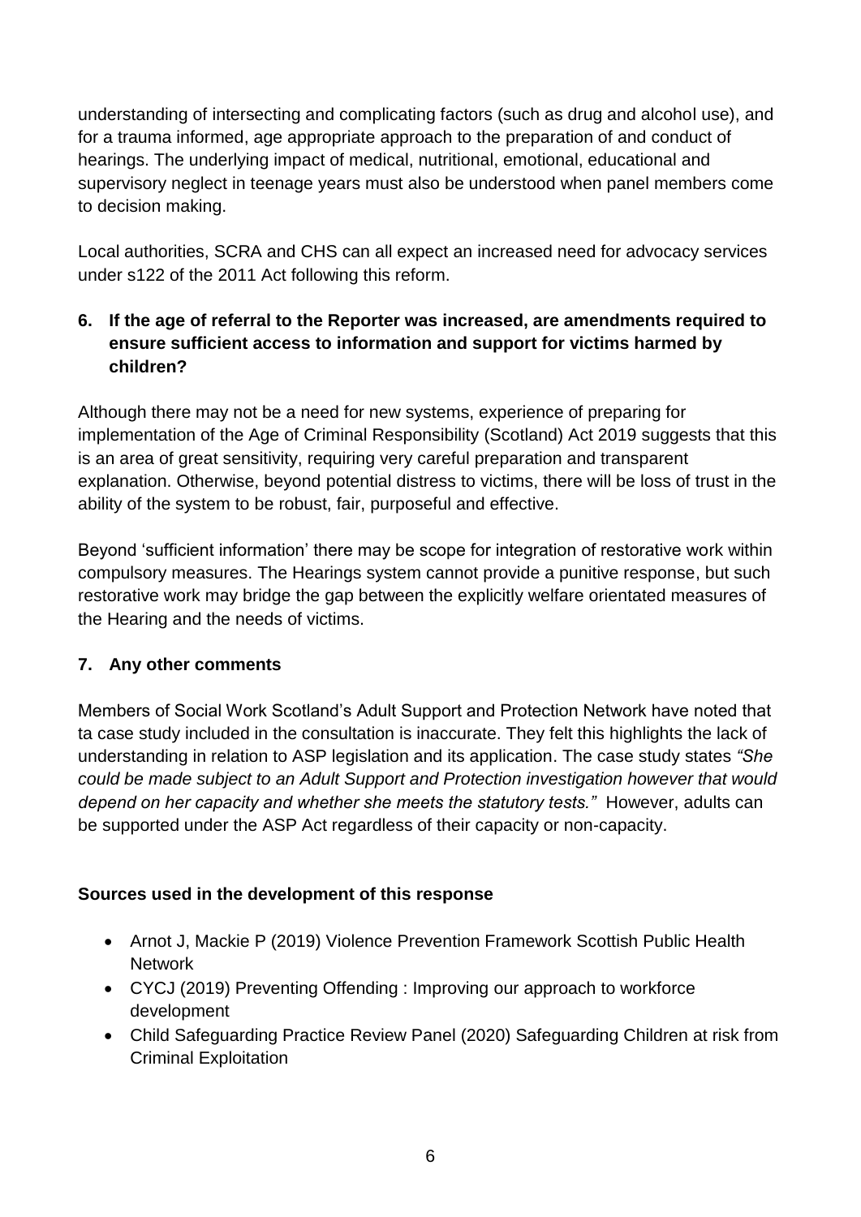understanding of intersecting and complicating factors (such as drug and alcohol use), and for a trauma informed, age appropriate approach to the preparation of and conduct of hearings. The underlying impact of medical, nutritional, emotional, educational and supervisory neglect in teenage years must also be understood when panel members come to decision making.

Local authorities, SCRA and CHS can all expect an increased need for advocacy services under s122 of the 2011 Act following this reform.

**6. If the age of referral to the Reporter was increased, are amendments required to ensure sufficient access to information and support for victims harmed by children?**

Although there may not be a need for new systems, experience of preparing for implementation of the Age of Criminal Responsibility (Scotland) Act 2019 suggests that this is an area of great sensitivity, requiring very careful preparation and transparent explanation. Otherwise, beyond potential distress to victims, there will be loss of trust in the ability of the system to be robust, fair, purposeful and effective.

Beyond 'sufficient information' there may be scope for integration of restorative work within compulsory measures. The Hearings system cannot provide a punitive response, but such restorative work may bridge the gap between the explicitly welfare orientated measures of the Hearing and the needs of victims.

**7. Any other comments**

Members of Social Work Scotland's Adult Support and Protection Network have noted that ta case study included in the consultation is inaccurate. They felt this highlights the lack of understanding in relation to ASP legislation and its application. The case study states *"She could be made subject to an Adult Support and Protection investigation however that would depend on her capacity and whether she meets the statutory tests."* However, adults can be supported under the ASP Act regardless of their capacity or non-capacity.

**Sources used in the development of this response**

- Arnot J, Mackie P (2019) Violence Prevention Framework Scottish Public Health Network
- CYCJ (2019) Preventing Offending : Improving our approach to workforce development
- Child Safeguarding Practice Review Panel (2020) Safeguarding Children at risk from Criminal Exploitation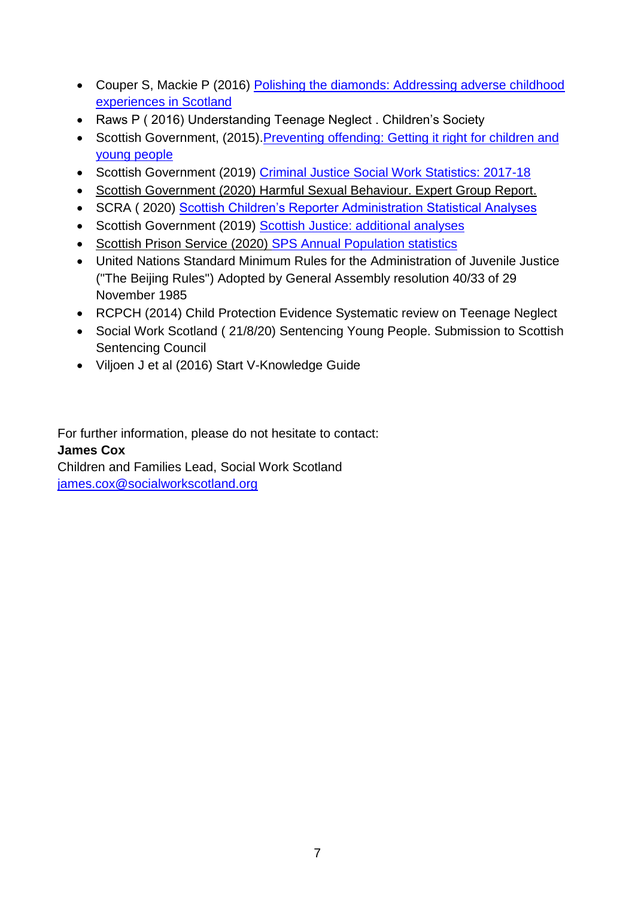- Couper S, Mackie P (2016) Polishing the diamonds: Addressing adverse childhood experiences in Scotland
- Raws P ( 2016) Understanding Teenage Neglect . Children's Society
- Scottish Government, (2015).Preventing offending: Getting it right for children and young people
- Scottish Government (2019) Criminal Justice Social Work Statistics: 2017-18
- Scottish Government (2020) Harmful Sexual Behaviour. Expert Group Report.
- SCRA ( 2020) Scottish Children's Reporter Administration Statistical Analyses
- Scottish Government (2019) Scottish Justice: additional analyses
- Scottish Prison Service (2020) SPS Annual Population statistics
- United Nations Standard Minimum Rules for the Administration of Juvenile Justice ("The Beijing Rules") Adopted by General Assembly resolution 40/33 of 29 November 1985
- RCPCH (2014) Child Protection Evidence Systematic review on Teenage Neglect
- Social Work Scotland ( 21/8/20) Sentencing Young People. Submission to Scottish Sentencing Council
- Viljoen J et al (2016) Start V-Knowledge Guide

For further information, please do not hesitate to contact:
**James Cox**
Children and Families Lead, Social Work Scotland
james.cox@socialworkscotland.org